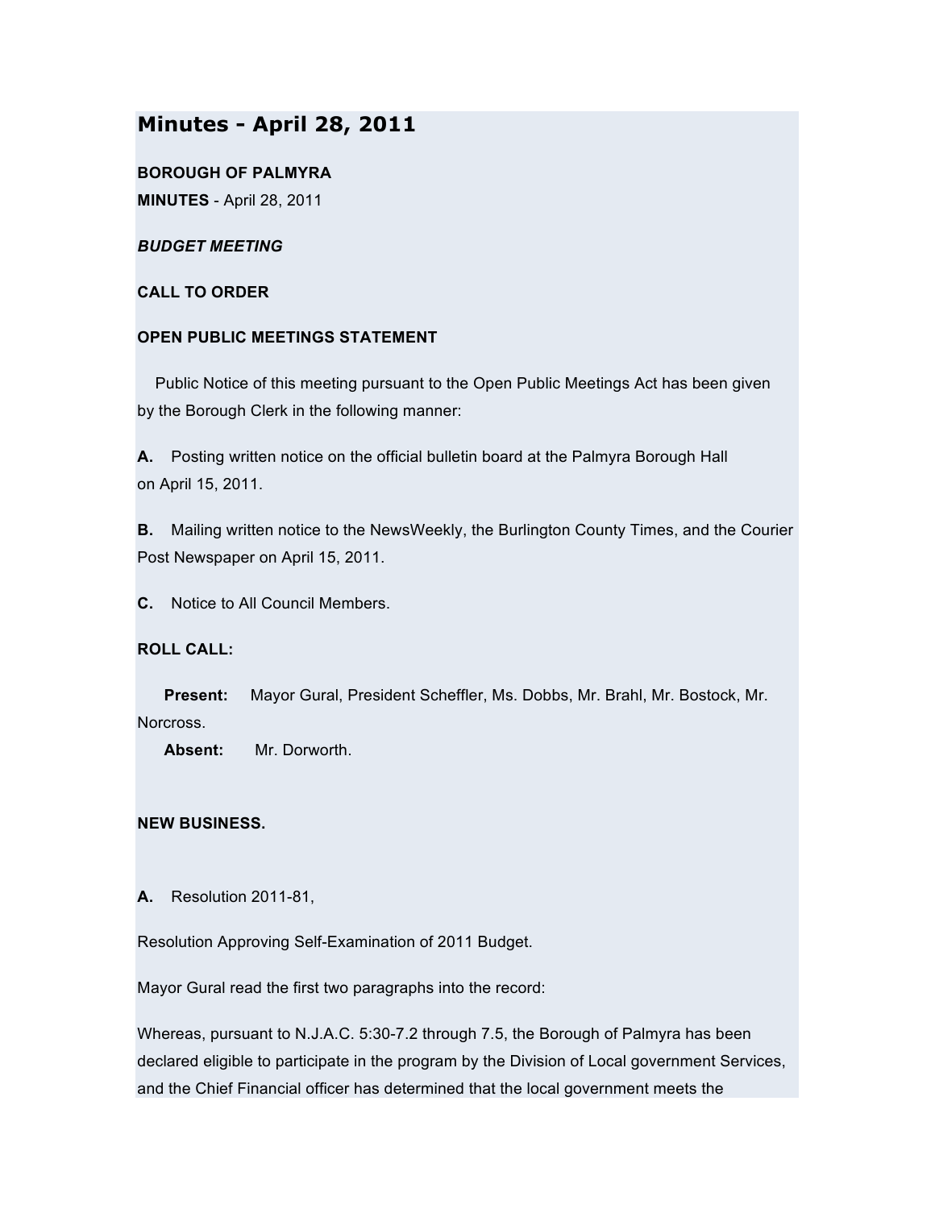# Minutes - April 28, 2011

**BOROUGH OF PALMYRA**
**MINUTES** - April 28, 2011

***BUDGET MEETING***

**CALL TO ORDER**

**OPEN PUBLIC MEETINGS STATEMENT**

Public Notice of this meeting pursuant to the Open Public Meetings Act has been given by the Borough Clerk in the following manner:

**A.** Posting written notice on the official bulletin board at the Palmyra Borough Hall on April 15, 2011.

**B.** Mailing written notice to the NewsWeekly, the Burlington County Times, and the Courier Post Newspaper on April 15, 2011.

**C.** Notice to All Council Members.

**ROLL CALL:**

**Present:** Mayor Gural, President Scheffler, Ms. Dobbs, Mr. Brahl, Mr. Bostock, Mr. Norcross.
**Absent:** Mr. Dorworth.

**NEW BUSINESS.**

**A.** Resolution 2011-81,

Resolution Approving Self-Examination of 2011 Budget.

Mayor Gural read the first two paragraphs into the record:

Whereas, pursuant to N.J.A.C. 5:30-7.2 through 7.5, the Borough of Palmyra has been declared eligible to participate in the program by the Division of Local government Services, and the Chief Financial officer has determined that the local government meets the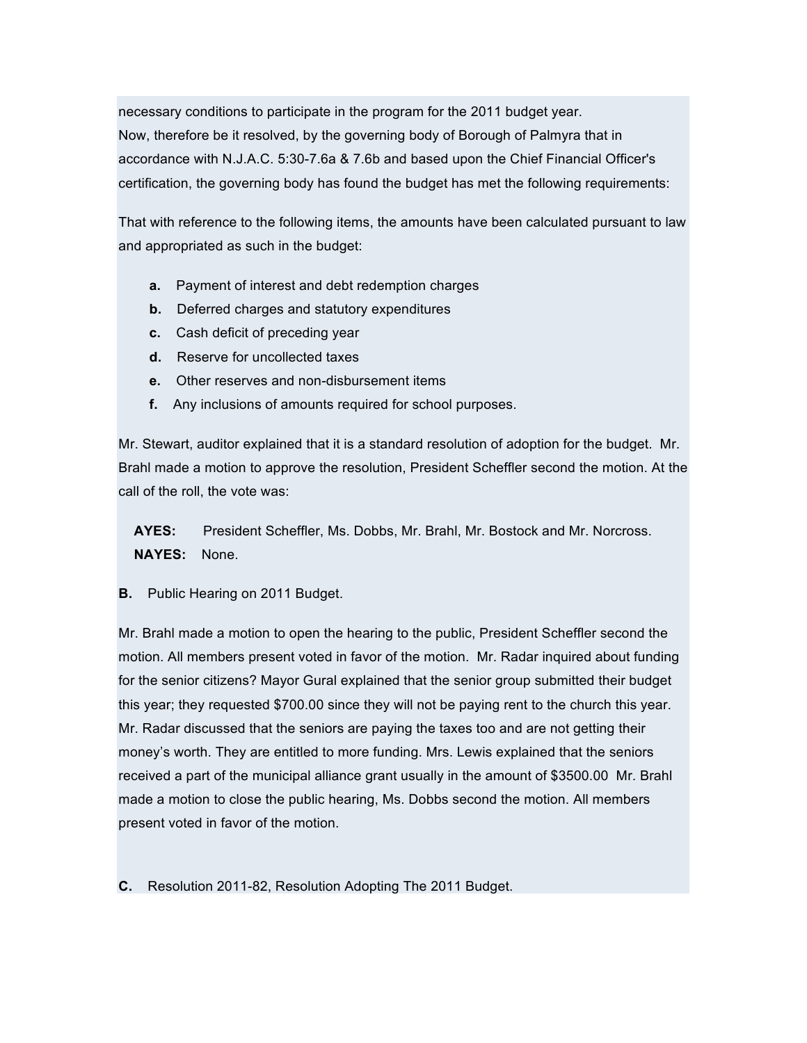necessary conditions to participate in the program for the 2011 budget year.
Now, therefore be it resolved, by the governing body of Borough of Palmyra that in accordance with N.J.A.C. 5:30-7.6a & 7.6b and based upon the Chief Financial Officer's certification, the governing body has found the budget has met the following requirements:

That with reference to the following items, the amounts have been calculated pursuant to law and appropriated as such in the budget:

- **a.** Payment of interest and debt redemption charges
- **b.** Deferred charges and statutory expenditures
- **c.** Cash deficit of preceding year
- **d.** Reserve for uncollected taxes
- **e.** Other reserves and non-disbursement items
- **f.** Any inclusions of amounts required for school purposes.

Mr. Stewart, auditor explained that it is a standard resolution of adoption for the budget. Mr. Brahl made a motion to approve the resolution, President Scheffler second the motion. At the call of the roll, the vote was:

**AYES:** President Scheffler, Ms. Dobbs, Mr. Brahl, Mr. Bostock and Mr. Norcross.
**NAYES:** None.

**B.** Public Hearing on 2011 Budget.

Mr. Brahl made a motion to open the hearing to the public, President Scheffler second the motion. All members present voted in favor of the motion. Mr. Radar inquired about funding for the senior citizens? Mayor Gural explained that the senior group submitted their budget this year; they requested $700.00 since they will not be paying rent to the church this year. Mr. Radar discussed that the seniors are paying the taxes too and are not getting their money's worth. They are entitled to more funding. Mrs. Lewis explained that the seniors received a part of the municipal alliance grant usually in the amount of $3500.00 Mr. Brahl made a motion to close the public hearing, Ms. Dobbs second the motion. All members present voted in favor of the motion.

**C.** Resolution 2011-82, Resolution Adopting The 2011 Budget.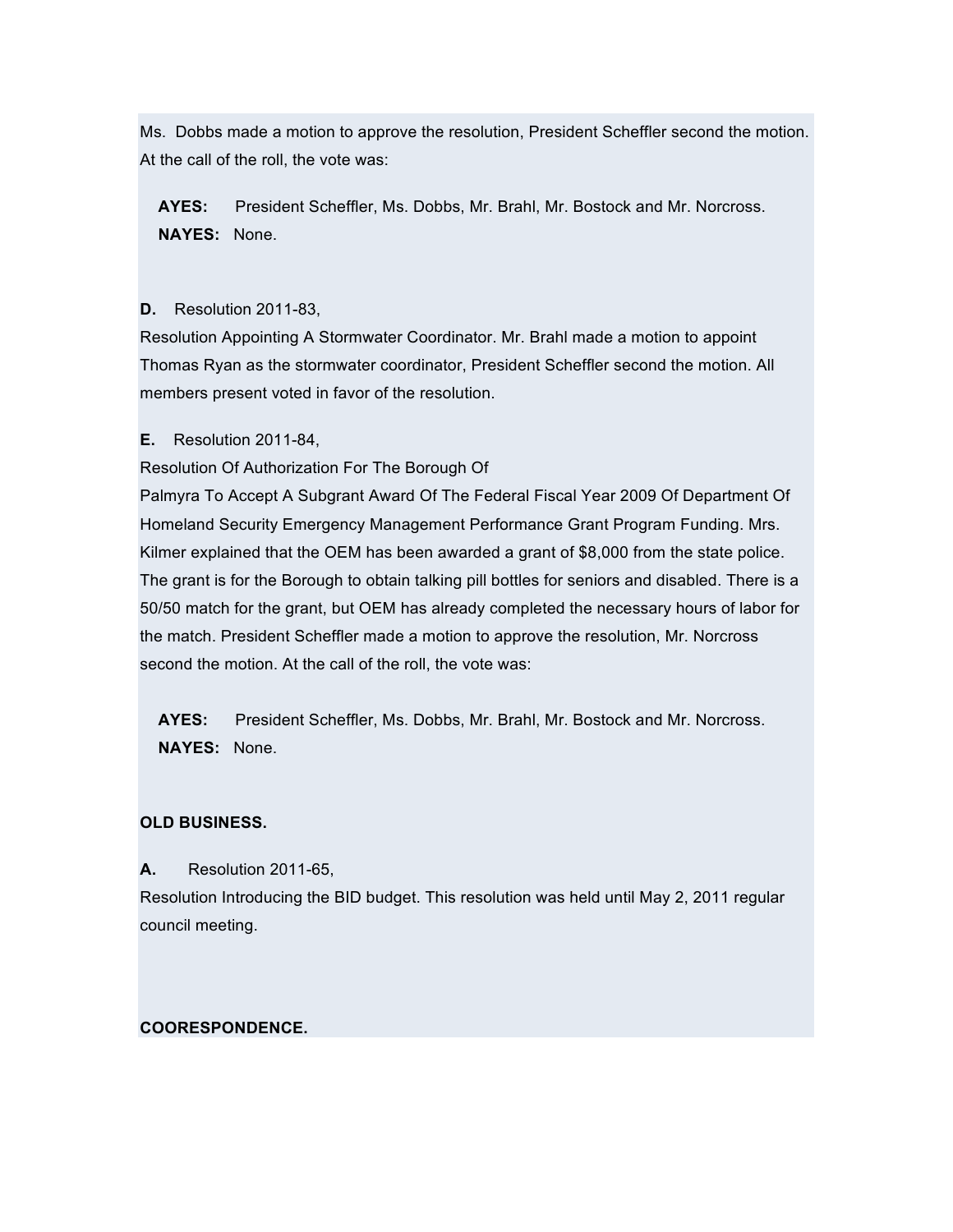Ms. Dobbs made a motion to approve the resolution, President Scheffler second the motion. At the call of the roll, the vote was:

**AYES:** President Scheffler, Ms. Dobbs, Mr. Brahl, Mr. Bostock and Mr. Norcross.
**NAYES:** None.

**D.** Resolution 2011-83,
Resolution Appointing A Stormwater Coordinator. Mr. Brahl made a motion to appoint Thomas Ryan as the stormwater coordinator, President Scheffler second the motion. All members present voted in favor of the resolution.

**E.** Resolution 2011-84,
Resolution Of Authorization For The Borough Of
Palmyra To Accept A Subgrant Award Of The Federal Fiscal Year 2009 Of Department Of Homeland Security Emergency Management Performance Grant Program Funding. Mrs. Kilmer explained that the OEM has been awarded a grant of $8,000 from the state police. The grant is for the Borough to obtain talking pill bottles for seniors and disabled. There is a 50/50 match for the grant, but OEM has already completed the necessary hours of labor for the match. President Scheffler made a motion to approve the resolution, Mr. Norcross second the motion. At the call of the roll, the vote was:

**AYES:** President Scheffler, Ms. Dobbs, Mr. Brahl, Mr. Bostock and Mr. Norcross.
**NAYES:** None.

**OLD BUSINESS.**

**A.** Resolution 2011-65,
Resolution Introducing the BID budget. This resolution was held until May 2, 2011 regular council meeting.

**COORESPONDENCE.**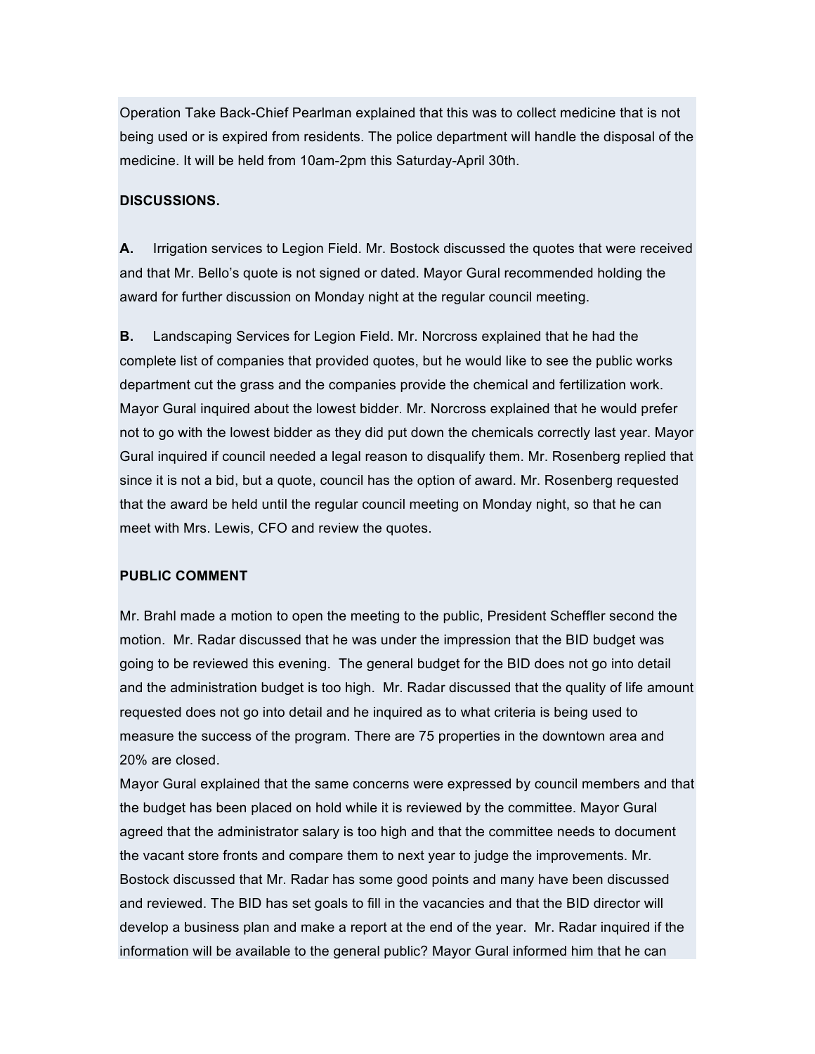Operation Take Back-Chief Pearlman explained that this was to collect medicine that is not being used or is expired from residents. The police department will handle the disposal of the medicine. It will be held from 10am-2pm this Saturday-April 30th.

**DISCUSSIONS.**

**A.** Irrigation services to Legion Field. Mr. Bostock discussed the quotes that were received and that Mr. Bello's quote is not signed or dated. Mayor Gural recommended holding the award for further discussion on Monday night at the regular council meeting.

**B.** Landscaping Services for Legion Field. Mr. Norcross explained that he had the complete list of companies that provided quotes, but he would like to see the public works department cut the grass and the companies provide the chemical and fertilization work. Mayor Gural inquired about the lowest bidder. Mr. Norcross explained that he would prefer not to go with the lowest bidder as they did put down the chemicals correctly last year. Mayor Gural inquired if council needed a legal reason to disqualify them. Mr. Rosenberg replied that since it is not a bid, but a quote, council has the option of award. Mr. Rosenberg requested that the award be held until the regular council meeting on Monday night, so that he can meet with Mrs. Lewis, CFO and review the quotes.

**PUBLIC COMMENT**

Mr. Brahl made a motion to open the meeting to the public, President Scheffler second the motion. Mr. Radar discussed that he was under the impression that the BID budget was going to be reviewed this evening. The general budget for the BID does not go into detail and the administration budget is too high. Mr. Radar discussed that the quality of life amount requested does not go into detail and he inquired as to what criteria is being used to measure the success of the program. There are 75 properties in the downtown area and 20% are closed.
Mayor Gural explained that the same concerns were expressed by council members and that the budget has been placed on hold while it is reviewed by the committee. Mayor Gural agreed that the administrator salary is too high and that the committee needs to document the vacant store fronts and compare them to next year to judge the improvements. Mr. Bostock discussed that Mr. Radar has some good points and many have been discussed and reviewed. The BID has set goals to fill in the vacancies and that the BID director will develop a business plan and make a report at the end of the year. Mr. Radar inquired if the information will be available to the general public? Mayor Gural informed him that he can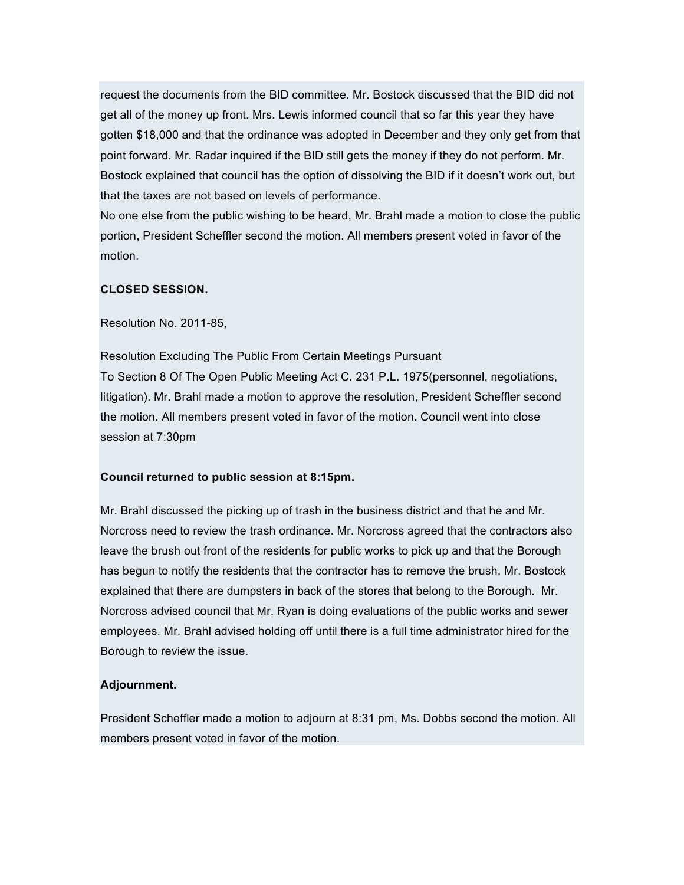request the documents from the BID committee. Mr. Bostock discussed that the BID did not get all of the money up front. Mrs. Lewis informed council that so far this year they have gotten $18,000 and that the ordinance was adopted in December and they only get from that point forward. Mr. Radar inquired if the BID still gets the money if they do not perform. Mr. Bostock explained that council has the option of dissolving the BID if it doesn't work out, but that the taxes are not based on levels of performance.
No one else from the public wishing to be heard, Mr. Brahl made a motion to close the public portion, President Scheffler second the motion. All members present voted in favor of the motion.

**CLOSED SESSION.**

Resolution No. 2011-85,

Resolution Excluding The Public From Certain Meetings Pursuant
To Section 8 Of The Open Public Meeting Act C. 231 P.L. 1975(personnel, negotiations, litigation). Mr. Brahl made a motion to approve the resolution, President Scheffler second the motion. All members present voted in favor of the motion. Council went into close session at 7:30pm

**Council returned to public session at 8:15pm.**

Mr. Brahl discussed the picking up of trash in the business district and that he and Mr. Norcross need to review the trash ordinance. Mr. Norcross agreed that the contractors also leave the brush out front of the residents for public works to pick up and that the Borough has begun to notify the residents that the contractor has to remove the brush. Mr. Bostock explained that there are dumpsters in back of the stores that belong to the Borough. Mr. Norcross advised council that Mr. Ryan is doing evaluations of the public works and sewer employees. Mr. Brahl advised holding off until there is a full time administrator hired for the Borough to review the issue.

**Adjournment.**

President Scheffler made a motion to adjourn at 8:31 pm, Ms. Dobbs second the motion. All members present voted in favor of the motion.